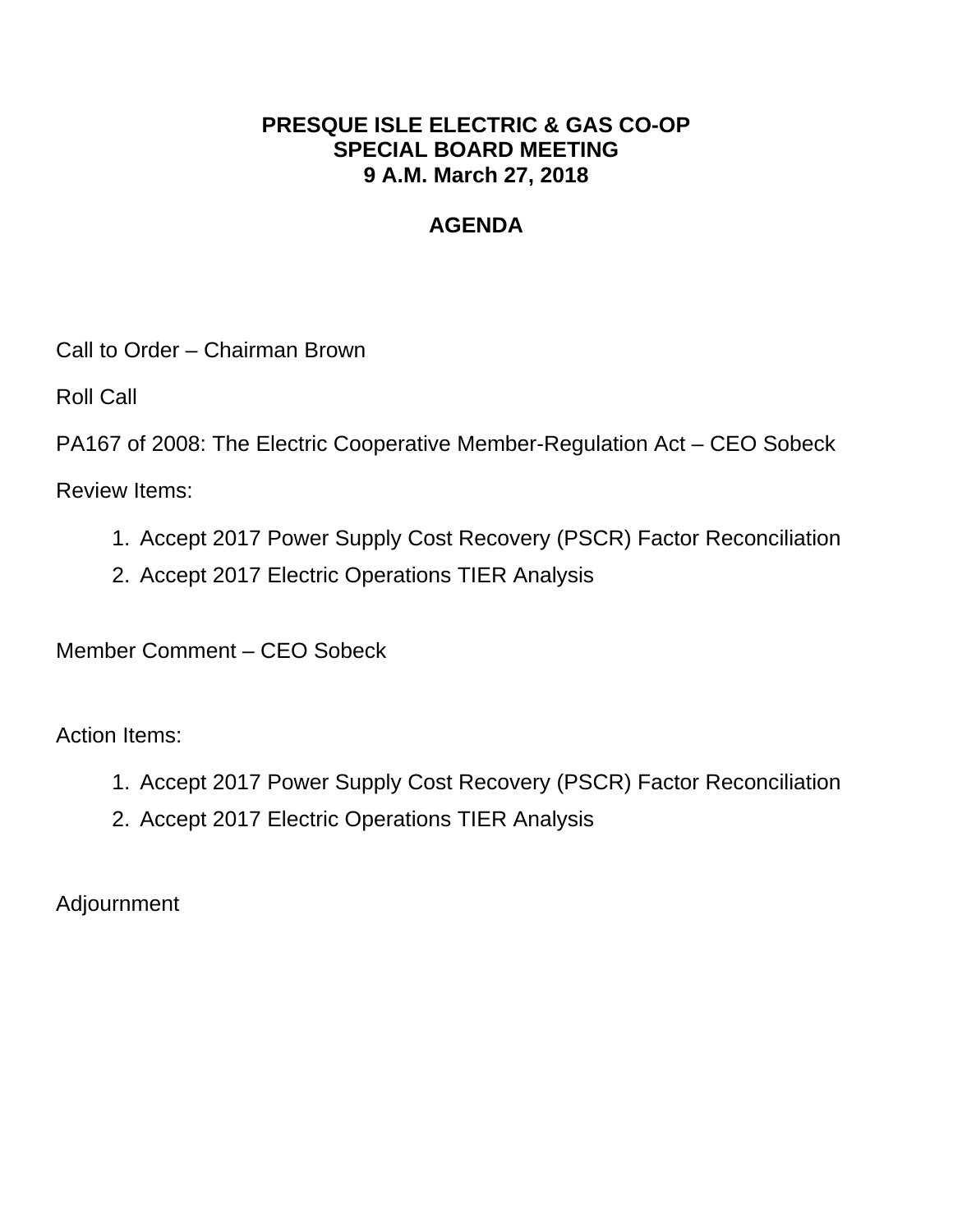# PRESQUE ISLE ELECTRIC & GAS CO-OP
## SPECIAL BOARD MEETING
## 9 A.M. March 27, 2018

## AGENDA

Call to Order – Chairman Brown

Roll Call

PA167 of 2008: The Electric Cooperative Member-Regulation Act – CEO Sobeck

Review Items:

1. Accept 2017 Power Supply Cost Recovery (PSCR) Factor Reconciliation
2. Accept 2017 Electric Operations TIER Analysis

Member Comment – CEO Sobeck

Action Items:

1. Accept 2017 Power Supply Cost Recovery (PSCR) Factor Reconciliation
2. Accept 2017 Electric Operations TIER Analysis

Adjournment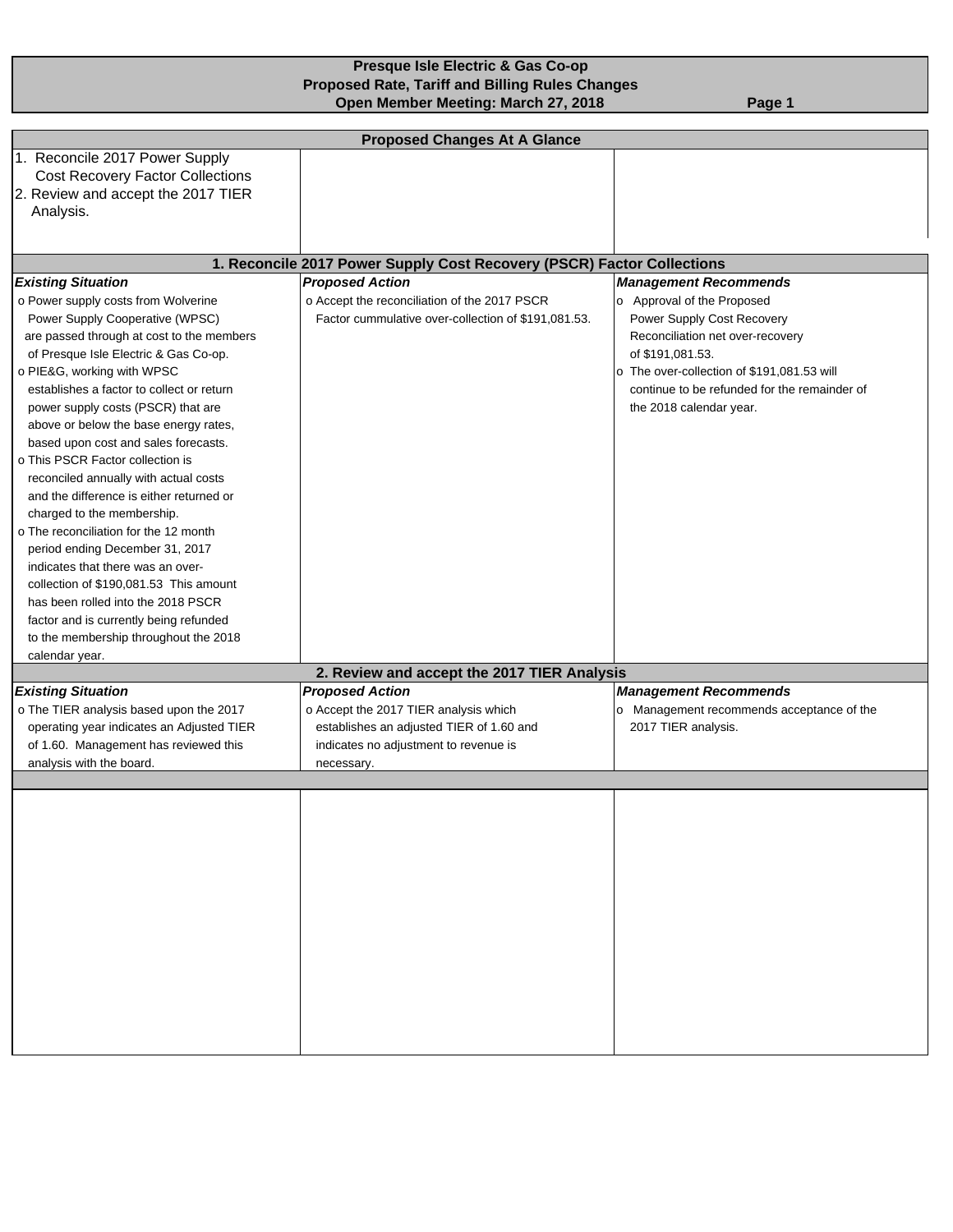# Presque Isle Electric & Gas Co-op
## Proposed Rate, Tariff and Billing Rules Changes
### Open Member Meeting: March 27, 2018

### Proposed Changes At A Glance

1. Reconcile 2017 Power Supply Cost Recovery Factor Collections
2. Review and accept the 2017 TIER Analysis.

### 1. Reconcile 2017 Power Supply Cost Recovery (PSCR) Factor Collections

| *Existing Situation* | *Proposed Action* | *Management Recommends* |
|---|---|---|
| o Power supply costs from Wolverine Power Supply Cooperative (WPSC) are passed through at cost to the members of Presque Isle Electric & Gas Co-op.<br>o PIE&G, working with WPSC establishes a factor to collect or return power supply costs (PSCR) that are above or below the base energy rates, based upon cost and sales forecasts.<br>o This PSCR Factor collection is reconciled annually with actual costs and the difference is either returned or charged to the membership.<br>o The reconciliation for the 12 month period ending December 31, 2017 indicates that there was an over-collection of $190,081.53 This amount has been rolled into the 2018 PSCR factor and is currently being refunded to the membership throughout the 2018 calendar year. | o Accept the reconciliation of the 2017 PSCR Factor cummulative over-collection of $191,081.53. | o Approval of the Proposed Power Supply Cost Recovery Reconciliation net over-recovery of $191,081.53.<br>o The over-collection of $191,081.53 will continue to be refunded for the remainder of the 2018 calendar year. |

### 2. Review and accept the 2017 TIER Analysis

| *Existing Situation* | *Proposed Action* | *Management Recommends* |
|---|---|---|
| o The TIER analysis based upon the 2017 operating year indicates an Adjusted TIER of 1.60. Management has reviewed this analysis with the board. | o Accept the 2017 TIER analysis which establishes an adjusted TIER of 1.60 and indicates no adjustment to revenue is necessary. | o Management recommends acceptance of the 2017 TIER analysis. |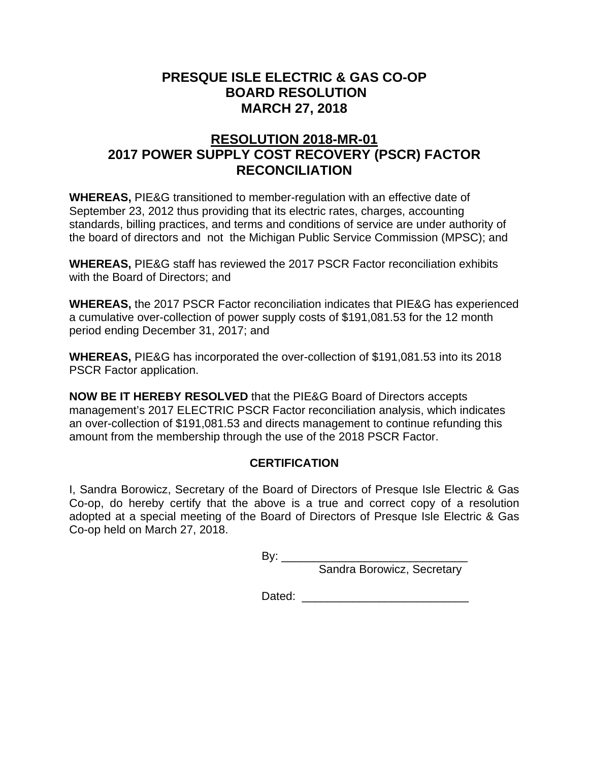# PRESQUE ISLE ELECTRIC & GAS CO-OP
# BOARD RESOLUTION
# MARCH 27, 2018

## RESOLUTION 2018-MR-01
## 2017 POWER SUPPLY COST RECOVERY (PSCR) FACTOR RECONCILIATION

**WHEREAS,** PIE&G transitioned to member-regulation with an effective date of September 23, 2012 thus providing that its electric rates, charges, accounting standards, billing practices, and terms and conditions of service are under authority of the board of directors and not the Michigan Public Service Commission (MPSC); and

**WHEREAS,** PIE&G staff has reviewed the 2017 PSCR Factor reconciliation exhibits with the Board of Directors; and

**WHEREAS,** the 2017 PSCR Factor reconciliation indicates that PIE&G has experienced a cumulative over-collection of power supply costs of $191,081.53 for the 12 month period ending December 31, 2017; and

**WHEREAS,** PIE&G has incorporated the over-collection of $191,081.53 into its 2018 PSCR Factor application.

**NOW BE IT HEREBY RESOLVED** that the PIE&G Board of Directors accepts management's 2017 ELECTRIC PSCR Factor reconciliation analysis, which indicates an over-collection of $191,081.53 and directs management to continue refunding this amount from the membership through the use of the 2018 PSCR Factor.

**CERTIFICATION**

I, Sandra Borowicz, Secretary of the Board of Directors of Presque Isle Electric & Gas Co-op, do hereby certify that the above is a true and correct copy of a resolution adopted at a special meeting of the Board of Directors of Presque Isle Electric & Gas Co-op held on March 27, 2018.

By: ______________________________
Sandra Borowicz, Secretary

Dated: ___________________________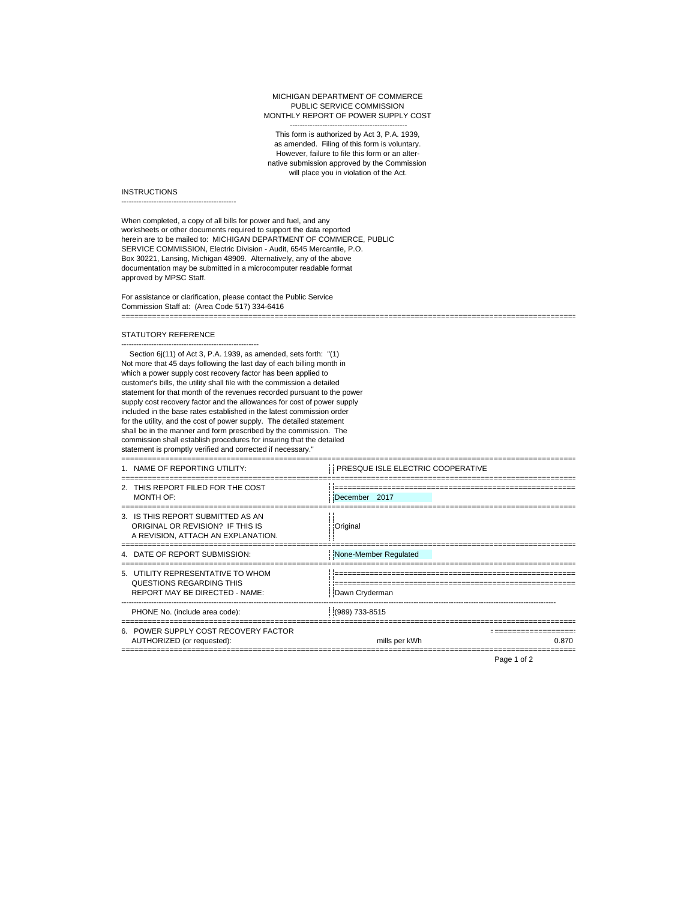MICHIGAN DEPARTMENT OF COMMERCE
PUBLIC SERVICE COMMISSION
MONTHLY REPORT OF POWER SUPPLY COST

This form is authorized by Act 3, P.A. 1939, as amended. Filing of this form is voluntary. However, failure to file this form or an alternative submission approved by the Commission will place you in violation of the Act.

## INSTRUCTIONS

When completed, a copy of all bills for power and fuel, and any worksheets or other documents required to support the data reported herein are to be mailed to: MICHIGAN DEPARTMENT OF COMMERCE, PUBLIC SERVICE COMMISSION, Electric Division - Audit, 6545 Mercantile, P.O. Box 30221, Lansing, Michigan 48909. Alternatively, any of the above documentation may be submitted in a microcomputer readable format approved by MPSC Staff.

For assistance or clarification, please contact the Public Service Commission Staff at: (Area Code 517) 334-6416

## STATUTORY REFERENCE

Section 6j(11) of Act 3, P.A. 1939, as amended, sets forth: "(1) Not more that 45 days following the last day of each billing month in which a power supply cost recovery factor has been applied to customer's bills, the utility shall file with the commission a detailed statement for that month of the revenues recorded pursuant to the power supply cost recovery factor and the allowances for cost of power supply included in the base rates established in the latest commission order for the utility, and the cost of power supply. The detailed statement shall be in the manner and form prescribed by the commission. The commission shall establish procedures for insuring that the detailed statement is promptly verified and corrected if necessary."

| | | |
|---|---|---|
| 1. NAME OF REPORTING UTILITY: | PRESQUE ISLE ELECTRIC COOPERATIVE | |
| 2. THIS REPORT FILED FOR THE COST MONTH OF: | December 2017 | |
| 3. IS THIS REPORT SUBMITTED AS AN ORIGINAL OR REVISION? IF THIS IS A REVISION, ATTACH AN EXPLANATION. | Original | |
| 4. DATE OF REPORT SUBMISSION: | None-Member Regulated | |
| 5. UTILITY REPRESENTATIVE TO WHOM QUESTIONS REGARDING THIS REPORT MAY BE DIRECTED - NAME: | Dawn Cryderman | |
| PHONE No. (include area code): | (989) 733-8515 | |
| 6. POWER SUPPLY COST RECOVERY FACTOR AUTHORIZED (or requested): | mills per kWh | 0.870 |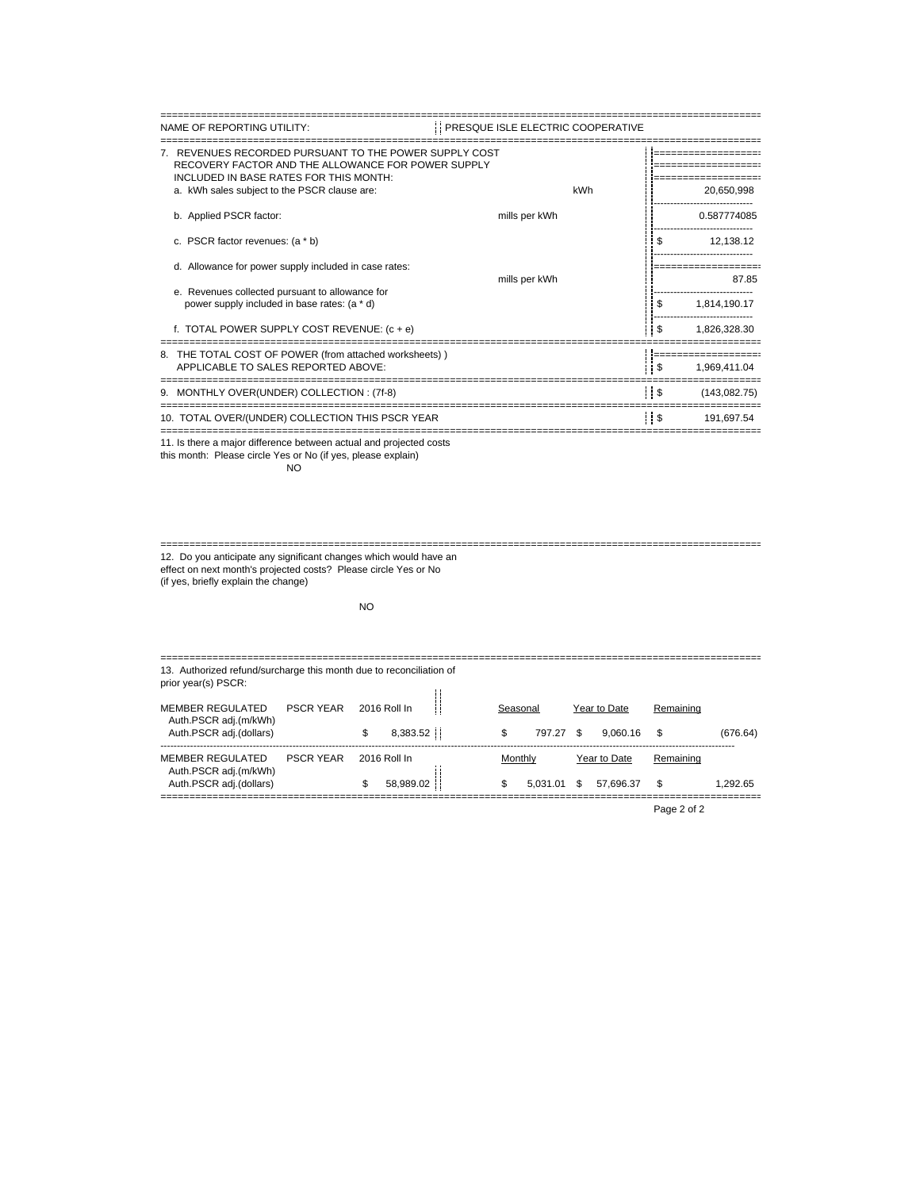| NAME OF REPORTING UTILITY: | PRESQUE ISLE ELECTRIC COOPERATIVE | |
|---|---|---|
| 7. REVENUES RECORDED PURSUANT TO THE POWER SUPPLY COST RECOVERY FACTOR AND THE ALLOWANCE FOR POWER SUPPLY INCLUDED IN BASE RATES FOR THIS MONTH: | | |
| a. kWh sales subject to the PSCR clause are: | kWh | 20,650,998 |
| b. Applied PSCR factor: | mills per kWh | 0.587774085 |
| c. PSCR factor revenues: (a * b) | | $ 12,138.12 |
| d. Allowance for power supply included in case rates: | mills per kWh | 87.85 |
| e. Revenues collected pursuant to allowance for power supply included in base rates: (a * d) | | $ 1,814,190.17 |
| f. TOTAL POWER SUPPLY COST REVENUE: (c + e) | | $ 1,826,328.30 |
| 8. THE TOTAL COST OF POWER (from attached worksheets) ) APPLICABLE TO SALES REPORTED ABOVE: | | $ 1,969,411.04 |
| 9. MONTHLY OVER(UNDER) COLLECTION : (7f-8) | | $ (143,082.75) |
| 10. TOTAL OVER/(UNDER) COLLECTION THIS PSCR YEAR | | $ 191,697.54 |

11. Is there a major difference between actual and projected costs this month: Please circle Yes or No (if yes, please explain)

NO

12. Do you anticipate any significant changes which would have an effect on next month's projected costs? Please circle Yes or No (if yes, briefly explain the change)

NO

13. Authorized refund/surcharge this month due to reconciliation of prior year(s) PSCR:

| MEMBER REGULATED | PSCR YEAR | 2016 Roll In | Seasonal | Year to Date | Remaining |
|---|---|---|---|---|---|
| Auth.PSCR adj.(m/kWh) | | | | | |
| Auth.PSCR adj.(dollars) | | $ 8,383.52 | $ 797.27 | $ 9,060.16 | $ (676.64) |
| MEMBER REGULATED | PSCR YEAR | 2016 Roll In | Monthly | Year to Date | Remaining |
| Auth.PSCR adj.(m/kWh) | | | | | |
| Auth.PSCR adj.(dollars) | | $ 58,989.02 | $ 5,031.01 | $ 57,696.37 | $ 1,292.65 |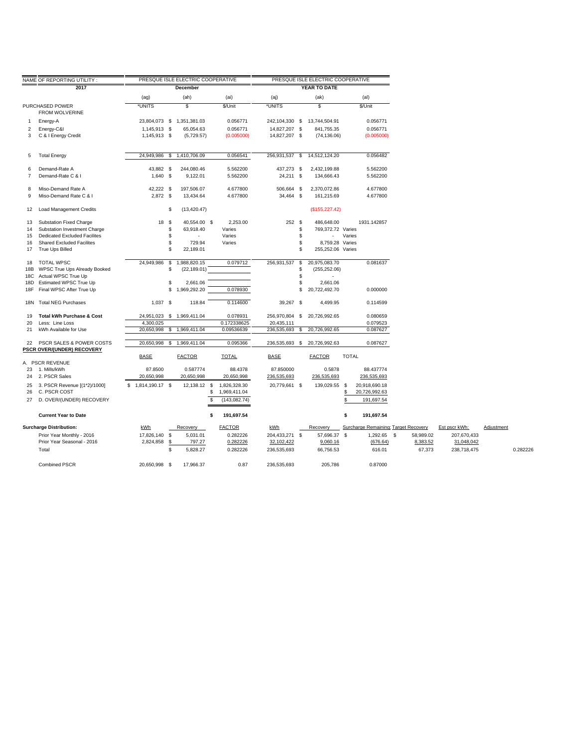| NAME OF REPORTING UTILITY : | PRESQUE ISLE ELECTRIC COOPERATIVE | | | PRESQUE ISLE ELECTRIC COOPERATIVE | | |
|---|---|---|---|---|---|---|
| 2017 | December | | | YEAR TO DATE | | |
| | (ag) | (ah) | (ai) | (aj) | (ak) | (al) |
| PURCHASED POWER FROM WOLVERINE | *UNITS | $ | $/Unit | *UNITS | $ | $/Unit |
| 1 Energy-A | 23,804,073 | $ 1,351,381.03 | 0.056771 | 242,104,330 | $ 13,744,504.91 | 0.056771 |
| 2 Energy-C&I | 1,145,913 | $ 65,054.63 | 0.056771 | 14,827,207 | $ 841,755.35 | 0.056771 |
| 3 C & I Energy Credit | 1,145,913 | $ (5,729.57) | (0.005000) | 14,827,207 | $ (74,136.06) | (0.005000) |
| 5 Total Energy | 24,949,986 | $ 1,410,706.09 | 0.056541 | 256,931,537 | $ 14,512,124.20 | 0.056482 |
| 6 Demand-Rate A | 43,882 | $ 244,080.46 | 5.562200 | 437,273 | $ 2,432,199.88 | 5.562200 |
| 7 Demand-Rate C & I | 1,640 | $ 9,122.01 | 5.562200 | 24,211 | $ 134,666.43 | 5.562200 |
| 8 Miso-Demand Rate A | 42,222 | $ 197,506.07 | 4.677800 | 506,664 | $ 2,370,072.86 | 4.677800 |
| 9 Miso-Demand Rate C & I | 2,872 | $ 13,434.64 | 4.677800 | 34,464 | $ 161,215.69 | 4.677800 |
| 12 Load Management Credits | | $ (13,420.47) | | | ($155,227.42) | |
| 13 Substation Fixed Charge | 18 | $ 40,554.00 | $ 2,253.00 | 252 | $ 486,648.00 | 1931.142857 |
| 14 Substation Investment Charge | | $ 63,918.40 | Varies | | $ 769,372.72 | Varies |
| 15 Dedicated Excluded Facilites | | $ - | Varies | | $ - | Varies |
| 16 Shared Excluded Facilites | | $ 729.94 | Varies | | $ 8,759.28 | Varies |
| 17 True Ups Billed | | $ 22,189.01 | | | $ 255,252.06 | Varies |
| 18 TOTAL WPSC | 24,949,986 | $ 1,988,820.15 | 0.079712 | 256,931,537 | $ 20,975,083.70 | 0.081637 |
| 18B WPSC True Ups Already Booked | | $ (22,189.01) | | | $ (255,252.06) | |
| 18C Actual WPSC True Up | | | | | $ - | |
| 18D Estimated WPSC True Up | | $ 2,661.06 | | | $ 2,661.06 | |
| 18F Final WPSC After True Up | | $ 1,969,292.20 | 0.078930 | | $ 20,722,492.70 | 0.000000 |
| 18N Total NEG Purchases | 1,037 | $ 118.84 | 0.114600 | 39,267 | $ 4,499.95 | 0.114599 |
| 19 **Total kWh Purchase & Cost** | 24,951,023 | $ 1,969,411.04 | 0.078931 | 256,970,804 | $ 20,726,992.65 | 0.080659 |
| 20 Less: Line Loss | 4,300,025 | | 0.172338625 | 20,435,111 | | 0.079523 |
| 21 kWh Available for Use | 20,650,998 | $ 1,969,411.04 | 0.09536639 | 236,535,693 | $ 20,726,992.65 | 0.087627 |
| 22 PSCR SALES & POWER COSTS | 20,650,998 | $ 1,969,411.04 | 0.095366 | 236,535,693 | $ 20,726,992.63 | 0.087627 |
| **PSCR OVER/(UNDER) RECOVERY** | BASE | FACTOR | TOTAL | BASE | FACTOR | TOTAL |
| A. PSCR REVENUE | | | | | | |
| 23 1. Mills/kWh | 87.8500 | 0.587774 | 88.4378 | 87.850000 | 0.5878 | 88.437774 |
| 24 2. PSCR Sales | 20,650,998 | 20,650,998 | 20,650,998 | 236,535,693 | 236,535,693 | 236,535,693 |
| 25 3. PSCR Revenue [(1*2)/1000] | $ 1,814,190.17 | $ 12,138.12 | $ 1,826,328.30 | 20,779,661 | $ 139,029.55 | $ 20,918,690.18 |
| 26 C. PSCR COST | | | $ 1,969,411.04 | | | $ 20,726,992.63 |
| 27 D. OVER/(UNDER) RECOVERY | | | $ (143,082.74) | | | $ 191,697.54 |
| **Current Year to Date** | | | **$ 191,697.54** | | | **$ 191,697.54** |

| Surcharge Distribution: | kWh | Recovery | FACTOR | kWh | Recovery | Surcharge Remaining | Target Recovery | Est pscr kWh: | Adjustment |
|---|---|---|---|---|---|---|---|---|---|
| Prior Year Monthly - 2016 | 17,826,140 | $ 5,031.01 | 0.282226 | 204,433,271 | $ 57,696.37 | $ 1,292.65 | $ 58,989.02 | 207,670,433 | |
| Prior Year Seasonal - 2016 | 2,824,858 | $ 797.27 | 0.282226 | 32,102,422 | 9,060.16 | (676.64) | 8,383.52 | 31,048,042 | |
| Total | | $ 5,828.27 | 0.282226 | 236,535,693 | 66,756.53 | 616.01 | 67,373 | 238,718,475 | 0.282226 |
| Combined PSCR | 20,650,998 | $ 17,966.37 | 0.87 | 236,535,693 | 205,786 | 0.87000 | | | |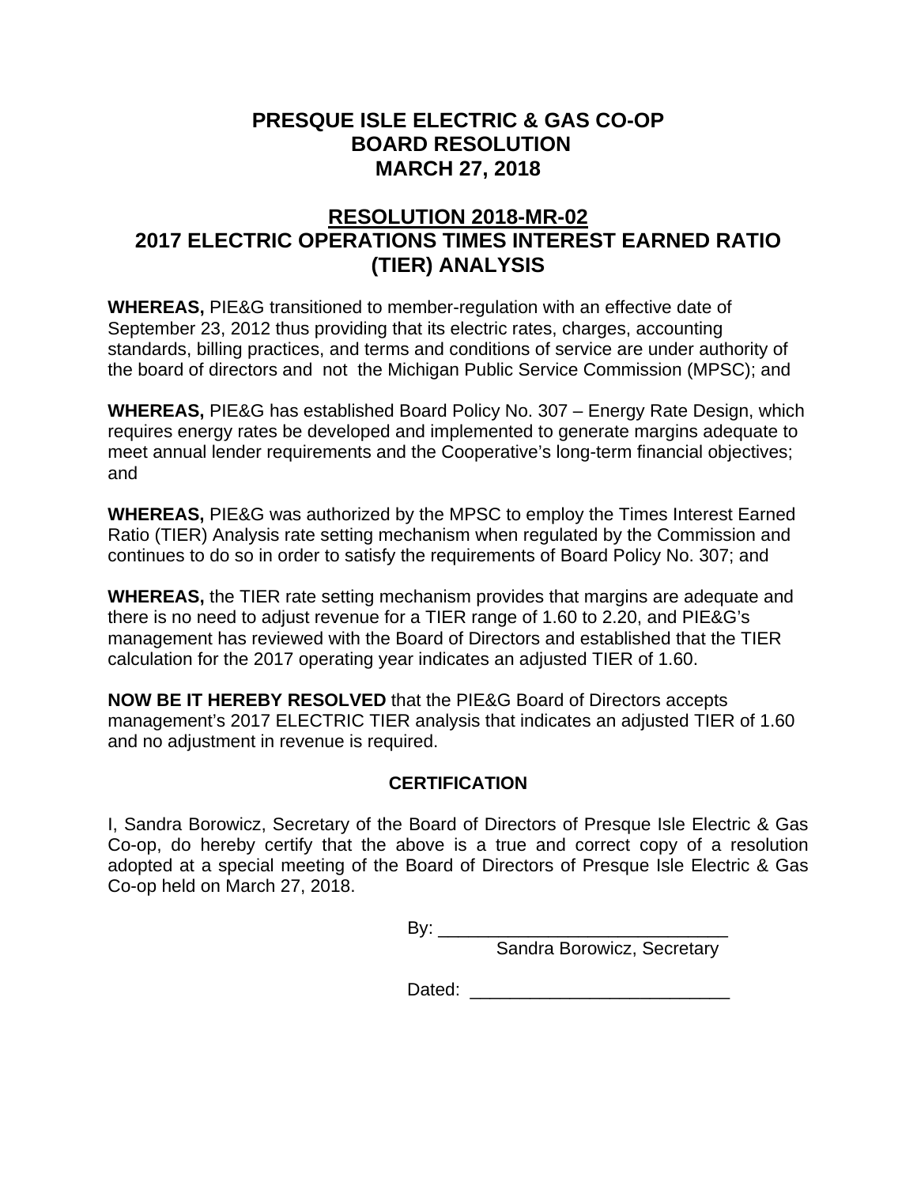# PRESQUE ISLE ELECTRIC & GAS CO-OP
# BOARD RESOLUTION
# MARCH 27, 2018

## RESOLUTION 2018-MR-02
## 2017 ELECTRIC OPERATIONS TIMES INTEREST EARNED RATIO (TIER) ANALYSIS

**WHEREAS,** PIE&G transitioned to member-regulation with an effective date of September 23, 2012 thus providing that its electric rates, charges, accounting standards, billing practices, and terms and conditions of service are under authority of the board of directors and not the Michigan Public Service Commission (MPSC); and

**WHEREAS,** PIE&G has established Board Policy No. 307 – Energy Rate Design, which requires energy rates be developed and implemented to generate margins adequate to meet annual lender requirements and the Cooperative's long-term financial objectives; and

**WHEREAS,** PIE&G was authorized by the MPSC to employ the Times Interest Earned Ratio (TIER) Analysis rate setting mechanism when regulated by the Commission and continues to do so in order to satisfy the requirements of Board Policy No. 307; and

**WHEREAS,** the TIER rate setting mechanism provides that margins are adequate and there is no need to adjust revenue for a TIER range of 1.60 to 2.20, and PIE&G's management has reviewed with the Board of Directors and established that the TIER calculation for the 2017 operating year indicates an adjusted TIER of 1.60.

**NOW BE IT HEREBY RESOLVED** that the PIE&G Board of Directors accepts management's 2017 ELECTRIC TIER analysis that indicates an adjusted TIER of 1.60 and no adjustment in revenue is required.

### CERTIFICATION

I, Sandra Borowicz, Secretary of the Board of Directors of Presque Isle Electric & Gas Co-op, do hereby certify that the above is a true and correct copy of a resolution adopted at a special meeting of the Board of Directors of Presque Isle Electric & Gas Co-op held on March 27, 2018.

By: ______________________________
Sandra Borowicz, Secretary

Dated: ___________________________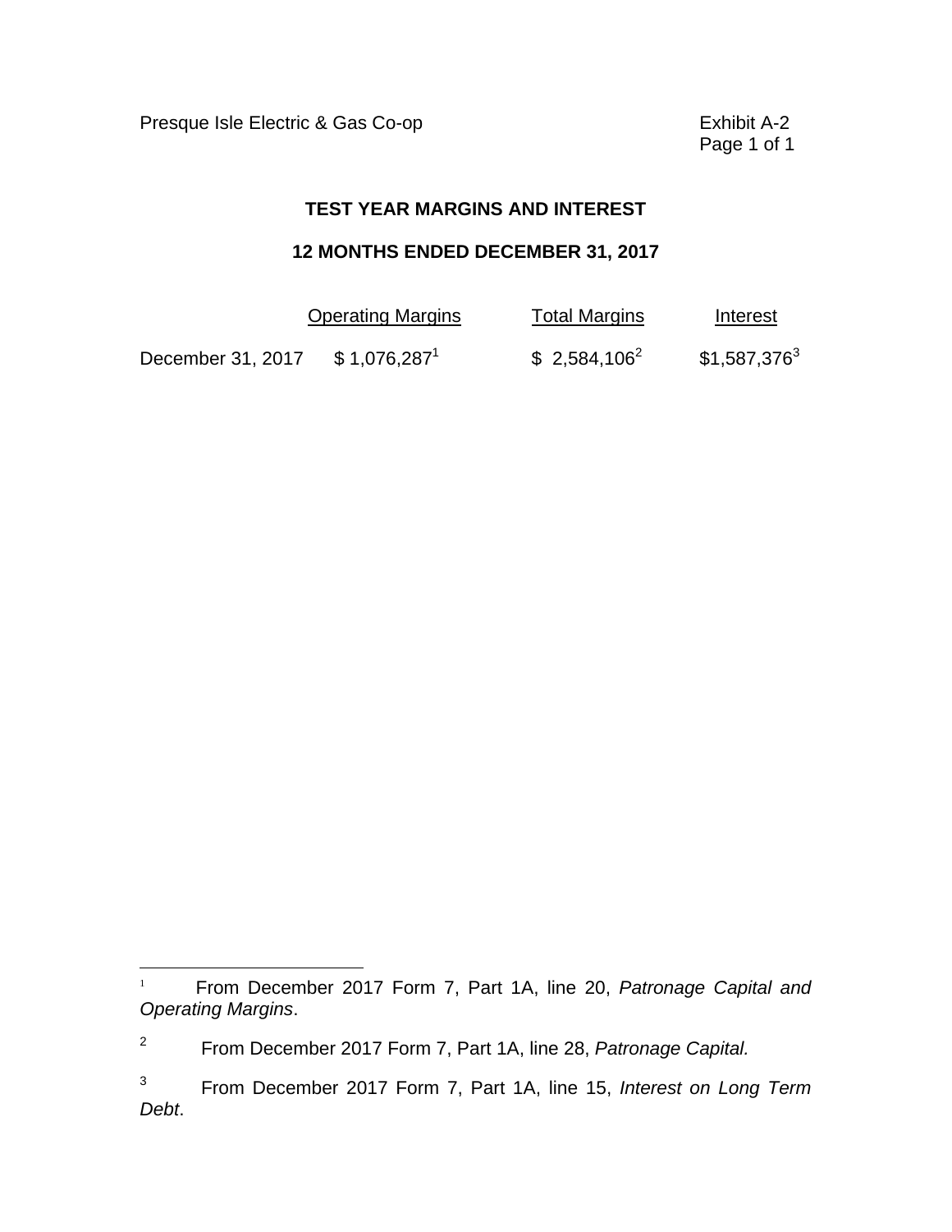Presque Isle Electric & Gas Co-op

Exhibit A-2
Page 1 of 1

## TEST YEAR MARGINS AND INTEREST

## 12 MONTHS ENDED DECEMBER 31, 2017

| | Operating Margins | Total Margins | Interest |
|---|---|---|---|
| December 31, 2017 | $ 1,076,287[1] | $ 2,584,106[2] | $1,587,376[3] |

---

[1] From December 2017 Form 7, Part 1A, line 20, *Patronage Capital and Operating Margins*.

[2] From December 2017 Form 7, Part 1A, line 28, *Patronage Capital.*

[3] From December 2017 Form 7, Part 1A, line 15, *Interest on Long Term Debt*.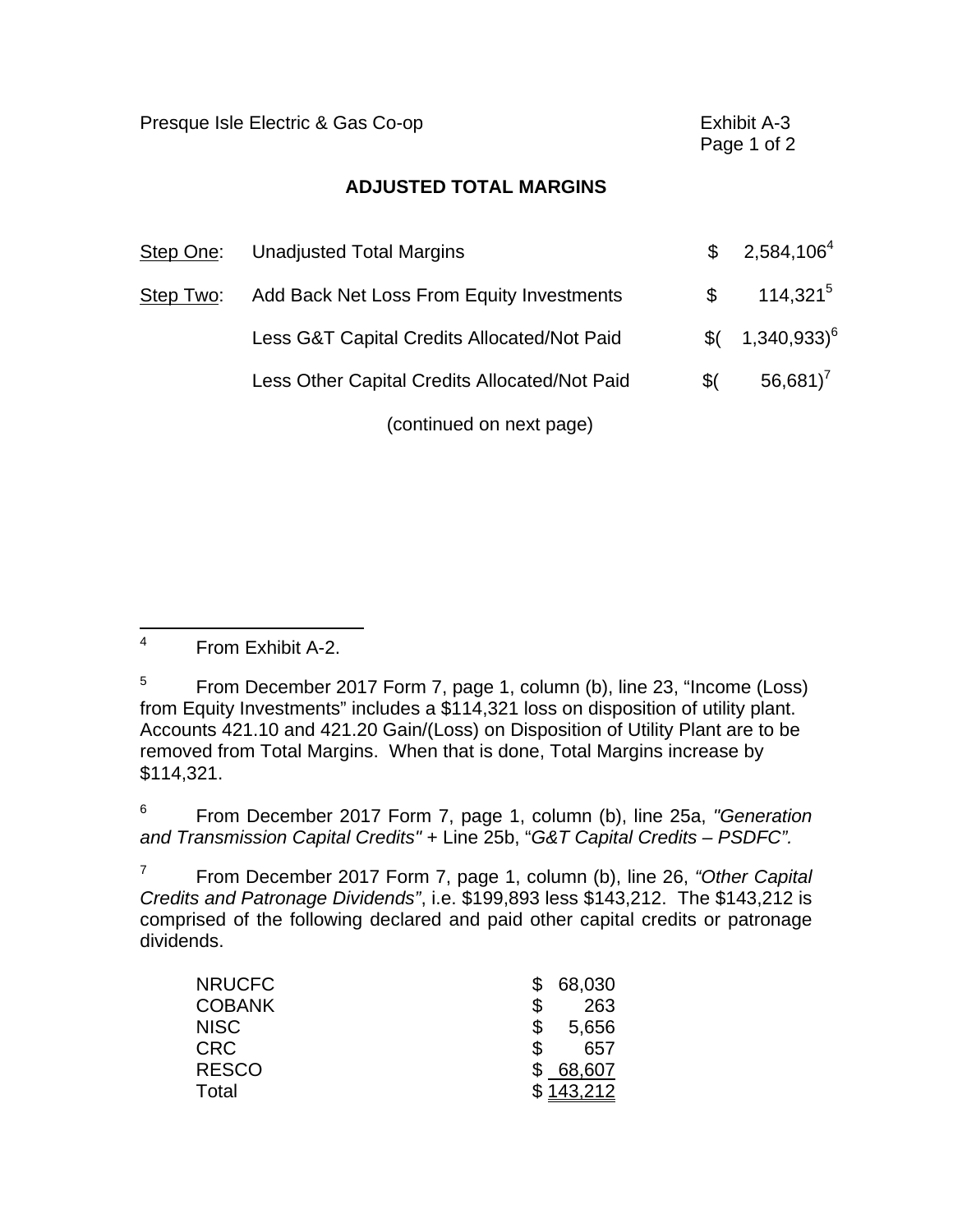Presque Isle Electric & Gas Co-op

Exhibit A-3

## ADJUSTED TOTAL MARGINS

| | | | |
|---|---|---|---|
| Step One: | Unadjusted Total Margins | $ | 2,584,106[4] |
| Step Two: | Add Back Net Loss From Equity Investments | $ | 114,321[5] |
| | Less G&T Capital Credits Allocated/Not Paid | $( | 1,340,933)[6] |
| | Less Other Capital Credits Allocated/Not Paid | $( | 56,681)[7] |

(continued on next page)

---

[4] From Exhibit A-2.

[5] From December 2017 Form 7, page 1, column (b), line 23, "Income (Loss) from Equity Investments" includes a $114,321 loss on disposition of utility plant. Accounts 421.10 and 421.20 Gain/(Loss) on Disposition of Utility Plant are to be removed from Total Margins. When that is done, Total Margins increase by $114,321.

[6] From December 2017 Form 7, page 1, column (b), line 25a, *"Generation and Transmission Capital Credits"* + Line 25b, "*G&T Capital Credits – PSDFC".*

[7] From December 2017 Form 7, page 1, column (b), line 26, *"Other Capital Credits and Patronage Dividends"*, i.e. $199,893 less $143,212. The $143,212 is comprised of the following declared and paid other capital credits or patronage dividends.

| | |
|---|---|
| NRUCFC | $ 68,030 |
| COBANK | $ 263 |
| NISC | $ 5,656 |
| CRC | $ 657 |
| RESCO | $ 68,607 |
| Total | $ 143,212 |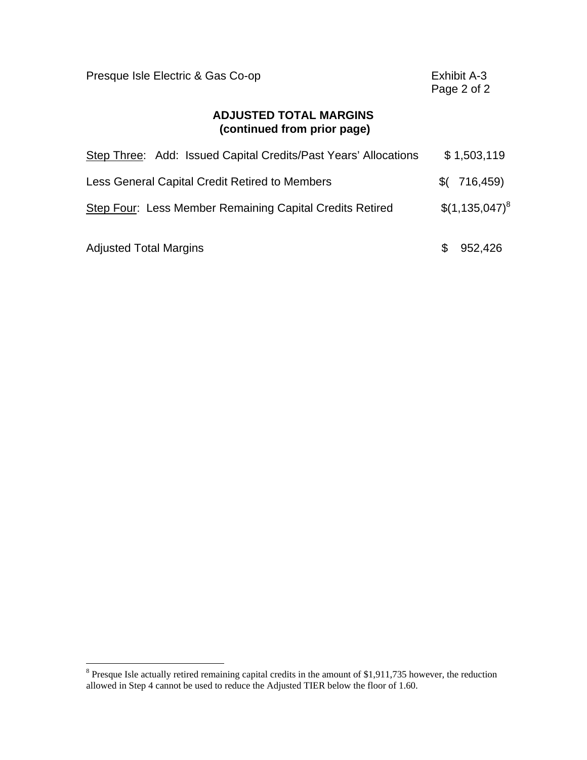Presque Isle Electric & Gas Co-op

Exhibit A-3

## ADJUSTED TOTAL MARGINS
### (continued from prior page)

| | |
|---|---|
| Step Three: Add: Issued Capital Credits/Past Years' Allocations | $ 1,503,119 |
| Less General Capital Credit Retired to Members | $( 716,459) |
| Step Four: Less Member Remaining Capital Credits Retired | $(1,135,047)[8] |
| Adjusted Total Margins | $ 952,426 |

[8] Presque Isle actually retired remaining capital credits in the amount of $1,911,735 however, the reduction allowed in Step 4 cannot be used to reduce the Adjusted TIER below the floor of 1.60.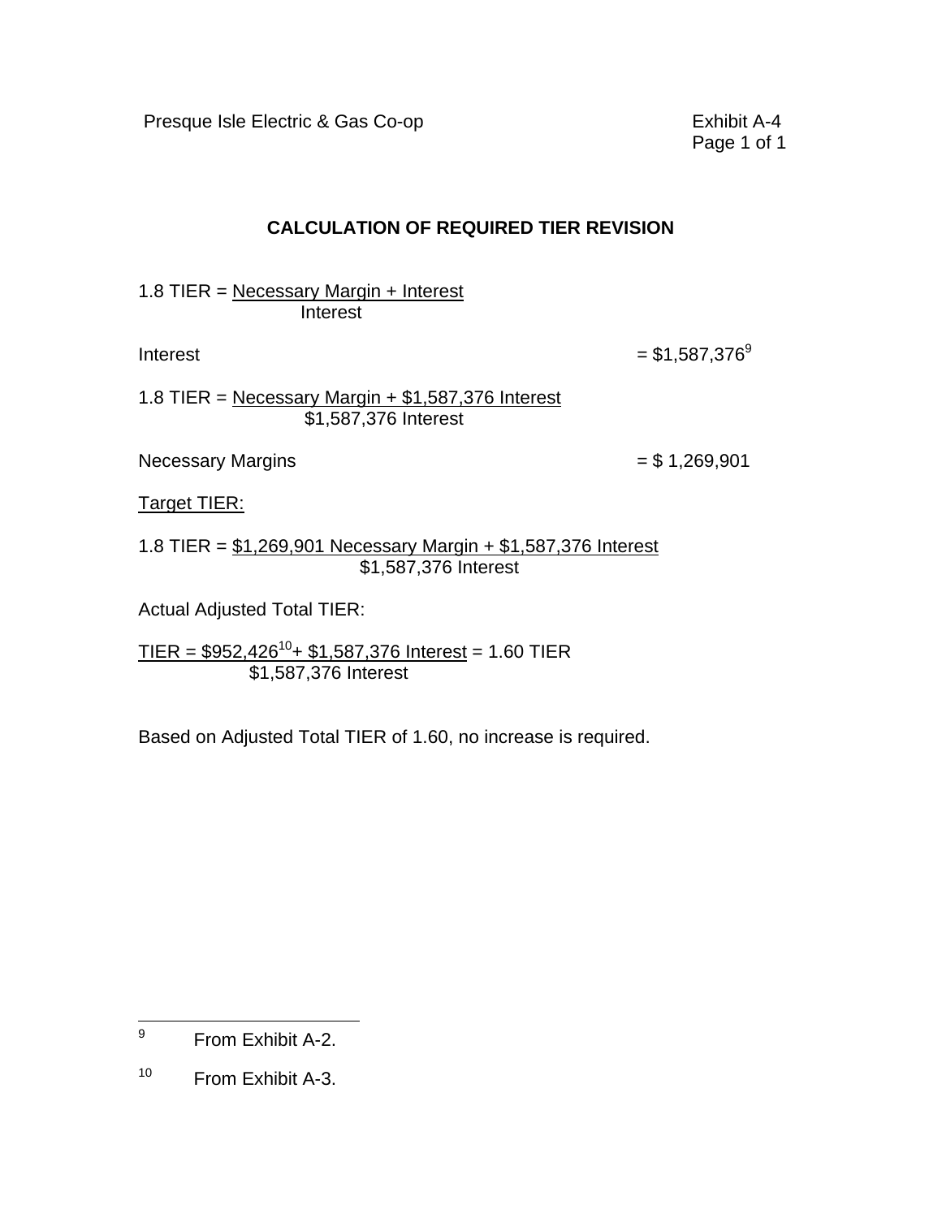Presque Isle Electric & Gas Co-op

Exhibit A-4

## CALCULATION OF REQUIRED TIER REVISION

$$1.8 \text{ TIER} = \frac{\text{Necessary Margin} + \text{Interest}}{\text{Interest}}$$

Interest = $1,587,376[9]

$$1.8 \text{ TIER} = \frac{\text{Necessary Margin} + \$1{,}587{,}376 \text{ Interest}}{\$1{,}587{,}376 \text{ Interest}}$$

Necessary Margins = $ 1,269,901

Target TIER:

$$1.8 \text{ TIER} = \frac{\$1{,}269{,}901 \text{ Necessary Margin} + \$1{,}587{,}376 \text{ Interest}}{\$1{,}587{,}376 \text{ Interest}}$$

Actual Adjusted Total TIER:

$$\text{TIER} = \frac{\$952{,}426^{[10]} + \$1{,}587{,}376 \text{ Interest}}{\$1{,}587{,}376 \text{ Interest}} = 1.60 \text{ TIER}$$

Based on Adjusted Total TIER of 1.60, no increase is required.

---

[9] From Exhibit A-2.

[10] From Exhibit A-3.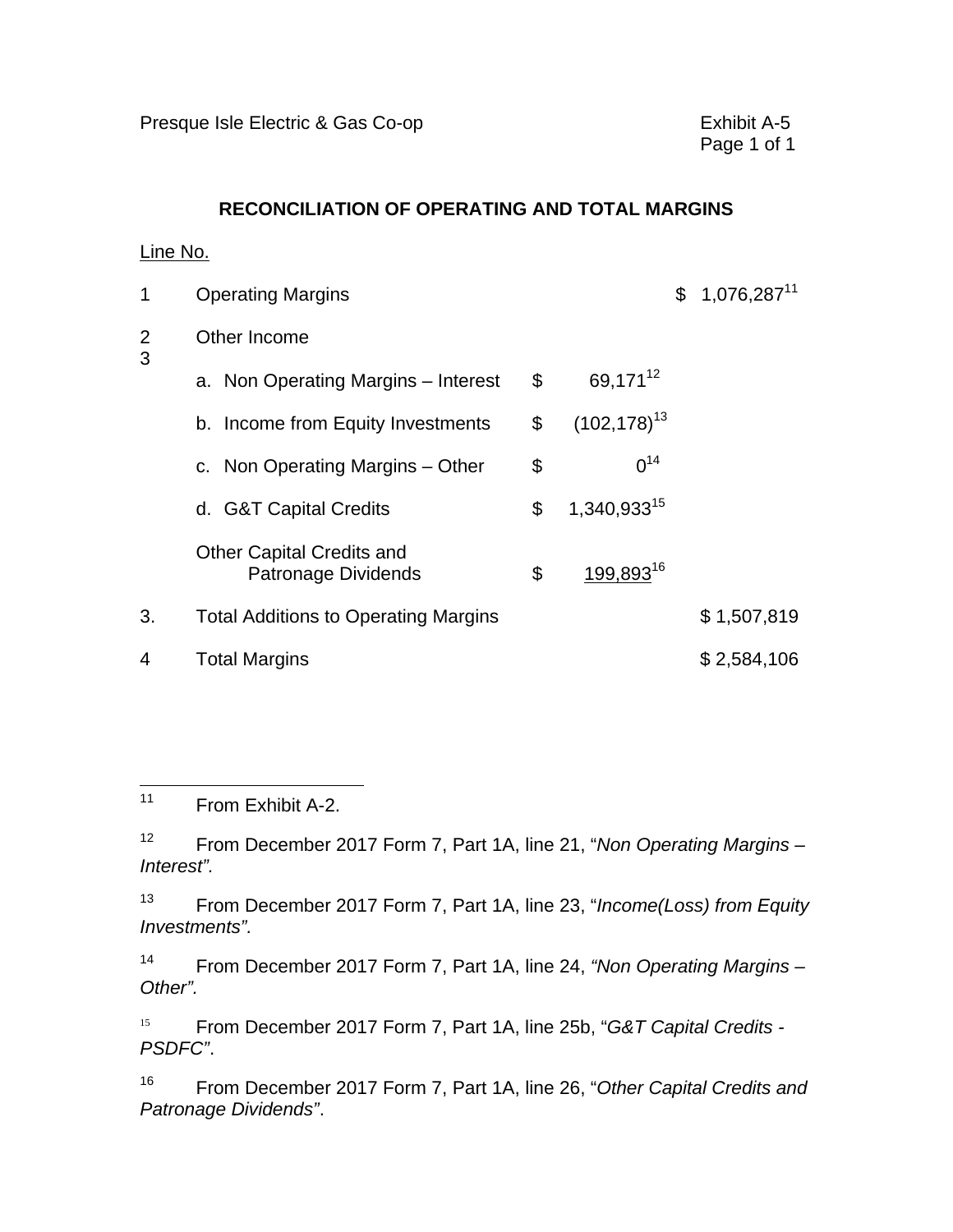Presque Isle Electric & Gas Co-op

Exhibit A-5

## RECONCILIATION OF OPERATING AND TOTAL MARGINS

| Line No. | | | |
|---|---|---|---|
| 1 | Operating Margins | | $ 1,076,287[11] |
| 2 | Other Income | | |
| 3 | a. Non Operating Margins – Interest | $ 69,171[12] | |
| | b. Income from Equity Investments | $ (102,178)[13] | |
| | c. Non Operating Margins – Other | $ 0[14] | |
| | d. G&T Capital Credits | $ 1,340,933[15] | |
| | Other Capital Credits and Patronage Dividends | $ 199,893[16] | |
| 3. | Total Additions to Operating Margins | | $ 1,507,819 |
| 4 | Total Margins | | $ 2,584,106 |

---

[11] From Exhibit A-2.

[12] From December 2017 Form 7, Part 1A, line 21, "*Non Operating Margins – Interest".*

[13] From December 2017 Form 7, Part 1A, line 23, "*Income(Loss) from Equity Investments".*

[14] From December 2017 Form 7, Part 1A, line 24, *"Non Operating Margins – Other".*

[15] From December 2017 Form 7, Part 1A, line 25b, "*G&T Capital Credits - PSDFC"*.

[16] From December 2017 Form 7, Part 1A, line 26, "*Other Capital Credits and Patronage Dividends"*.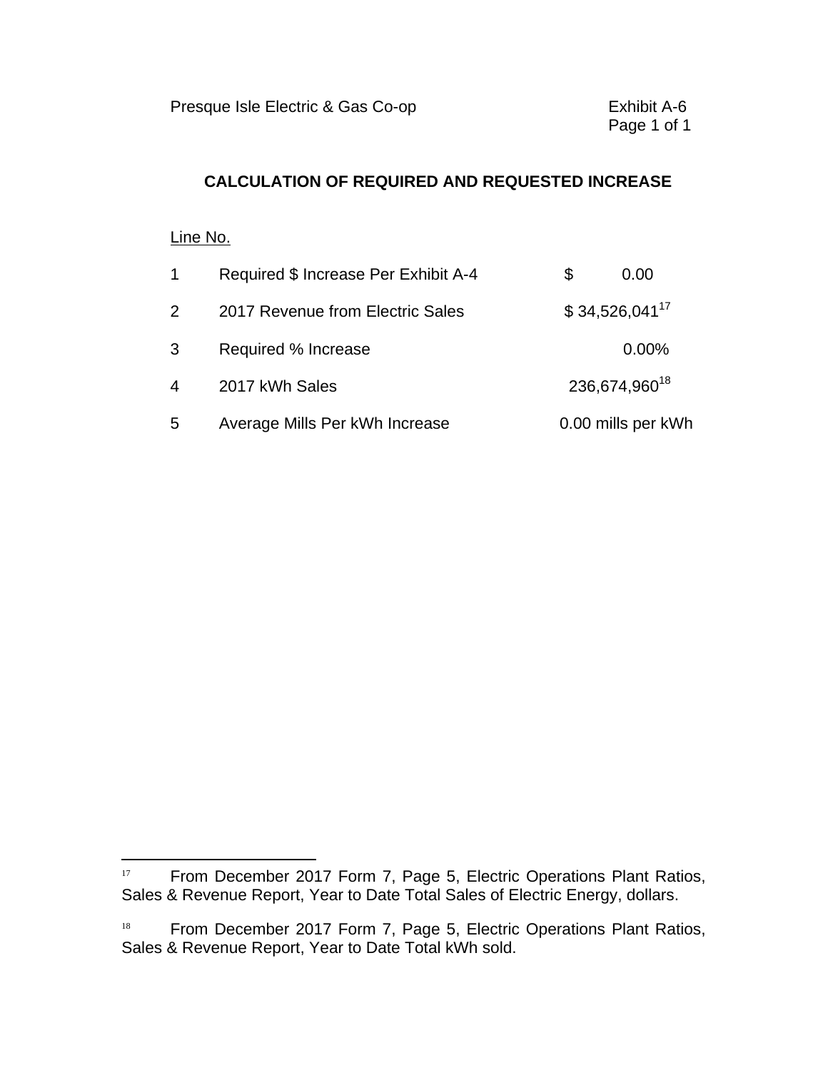Presque Isle Electric & Gas Co-op

Exhibit A-6
Page 1 of 1

## CALCULATION OF REQUIRED AND REQUESTED INCREASE

| Line No. | | |
|---|---|---|
| 1 | Required $ Increase Per Exhibit A-4 | $ 0.00 |
| 2 | 2017 Revenue from Electric Sales | $ 34,526,041[17] |
| 3 | Required % Increase | 0.00% |
| 4 | 2017 kWh Sales | 236,674,960[18] |
| 5 | Average Mills Per kWh Increase | 0.00 mills per kWh |

---

[17] From December 2017 Form 7, Page 5, Electric Operations Plant Ratios, Sales & Revenue Report, Year to Date Total Sales of Electric Energy, dollars.

[18] From December 2017 Form 7, Page 5, Electric Operations Plant Ratios, Sales & Revenue Report, Year to Date Total kWh sold.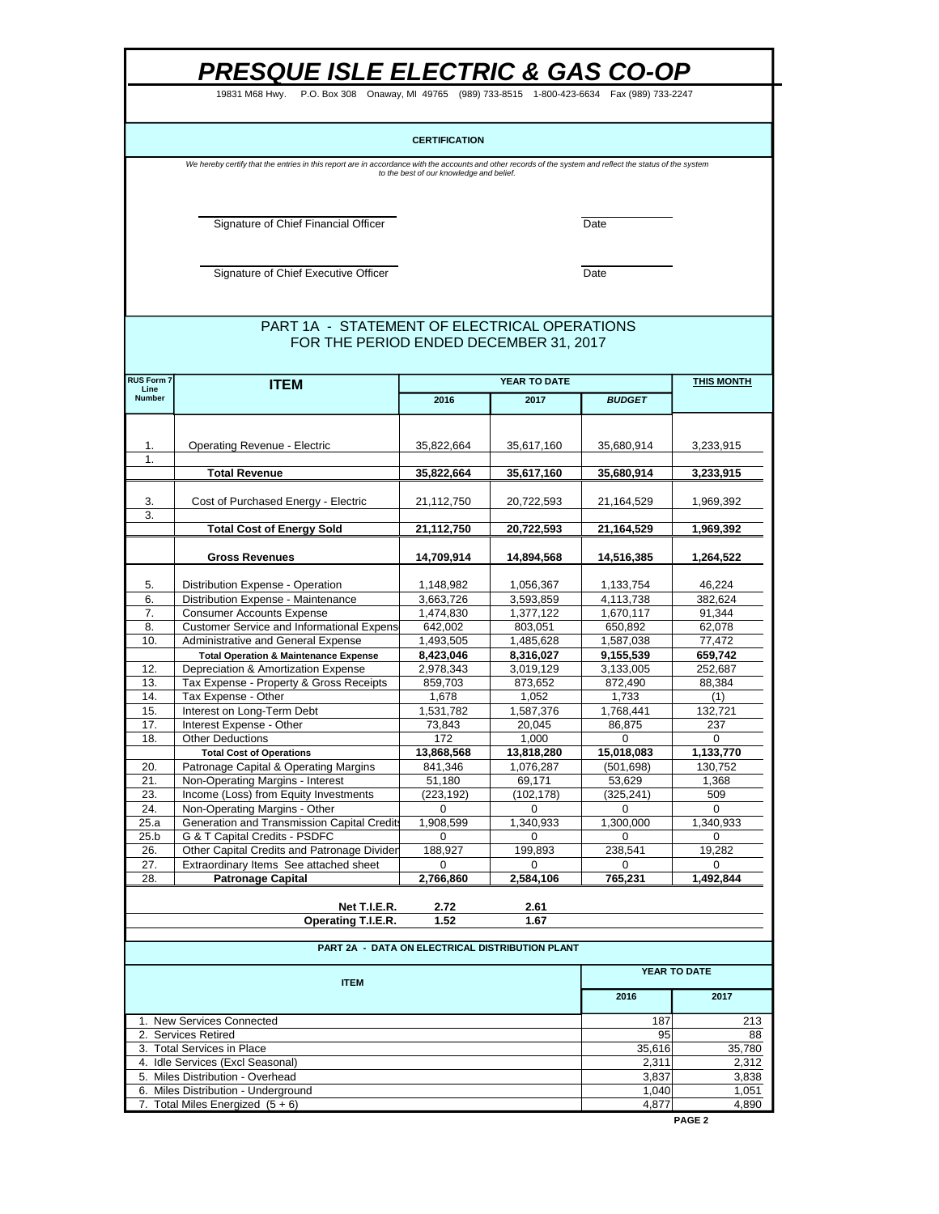# PRESQUE ISLE ELECTRIC & GAS CO-OP

19831 M68 Hwy. P.O. Box 308 Onaway, MI 49765 (989) 733-8515 1-800-423-6634 Fax (989) 733-2247

**CERTIFICATION**

*We hereby certify that the entries in this report are in accordance with the accounts and other records of the system and reflect the status of the system to the best of our knowledge and belief.*

Signature of Chief Financial Officer — Date

Signature of Chief Executive Officer — Date

## PART 1A - STATEMENT OF ELECTRICAL OPERATIONS
## FOR THE PERIOD ENDED DECEMBER 31, 2017

| RUS Form 7 Line Number | ITEM | YEAR TO DATE | | | THIS MONTH |
|---|---|---|---|---|---|
| | | 2016 | 2017 | *BUDGET* | |
| 1. | Operating Revenue - Electric | 35,822,664 | 35,617,160 | 35,680,914 | 3,233,915 |
| 1. | | | | | |
| | **Total Revenue** | **35,822,664** | **35,617,160** | **35,680,914** | **3,233,915** |
| 3. | Cost of Purchased Energy - Electric | 21,112,750 | 20,722,593 | 21,164,529 | 1,969,392 |
| 3. | | | | | |
| | **Total Cost of Energy Sold** | **21,112,750** | **20,722,593** | **21,164,529** | **1,969,392** |
| | **Gross Revenues** | **14,709,914** | **14,894,568** | **14,516,385** | **1,264,522** |
| 5. | Distribution Expense - Operation | 1,148,982 | 1,056,367 | 1,133,754 | 46,224 |
| 6. | Distribution Expense - Maintenance | 3,663,726 | 3,593,859 | 4,113,738 | 382,624 |
| 7. | Consumer Accounts Expense | 1,474,830 | 1,377,122 | 1,670,117 | 91,344 |
| 8. | Customer Service and Informational Expens | 642,002 | 803,051 | 650,892 | 62,078 |
| 10. | Administrative and General Expense | 1,493,505 | 1,485,628 | 1,587,038 | 77,472 |
| | **Total Operation & Maintenance Expense** | **8,423,046** | **8,316,027** | **9,155,539** | **659,742** |
| 12. | Depreciation & Amortization Expense | 2,978,343 | 3,019,129 | 3,133,005 | 252,687 |
| 13. | Tax Expense - Property & Gross Receipts | 859,703 | 873,652 | 872,490 | 88,384 |
| 14. | Tax Expense - Other | 1,678 | 1,052 | 1,733 | (1) |
| 15. | Interest on Long-Term Debt | 1,531,782 | 1,587,376 | 1,768,441 | 132,721 |
| 17. | Interest Expense - Other | 73,843 | 20,045 | 86,875 | 237 |
| 18. | Other Deductions | 172 | 1,000 | 0 | 0 |
| | **Total Cost of Operations** | **13,868,568** | **13,818,280** | **15,018,083** | **1,133,770** |
| 20. | Patronage Capital & Operating Margins | 841,346 | 1,076,287 | (501,698) | 130,752 |
| 21. | Non-Operating Margins - Interest | 51,180 | 69,171 | 53,629 | 1,368 |
| 23. | Income (Loss) from Equity Investments | (223,192) | (102,178) | (325,241) | 509 |
| 24. | Non-Operating Margins - Other | 0 | 0 | 0 | 0 |
| 25.a | Generation and Transmission Capital Credits | 1,908,599 | 1,340,933 | 1,300,000 | 1,340,933 |
| 25.b | G & T Capital Credits - PSDFC | 0 | 0 | 0 | 0 |
| 26. | Other Capital Credits and Patronage Divider | 188,927 | 199,893 | 238,541 | 19,282 |
| 27. | Extraordinary Items See attached sheet | 0 | 0 | 0 | 0 |
| 28. | **Patronage Capital** | **2,766,860** | **2,584,106** | **765,231** | **1,492,844** |
| | **Net T.I.E.R.** | **2.72** | **2.61** | | |
| | **Operating T.I.E.R.** | **1.52** | **1.67** | | |

### PART 2A - DATA ON ELECTRICAL DISTRIBUTION PLANT

| ITEM | YEAR TO DATE | |
|---|---|---|
| | 2016 | 2017 |
| 1. New Services Connected | 187 | 213 |
| 2. Services Retired | 95 | 88 |
| 3. Total Services in Place | 35,616 | 35,780 |
| 4. Idle Services (Excl Seasonal) | 2,311 | 2,312 |
| 5. Miles Distribution - Overhead | 3,837 | 3,838 |
| 6. Miles Distribution - Underground | 1,040 | 1,051 |
| 7. Total Miles Energized (5 + 6) | 4,877 | 4,890 |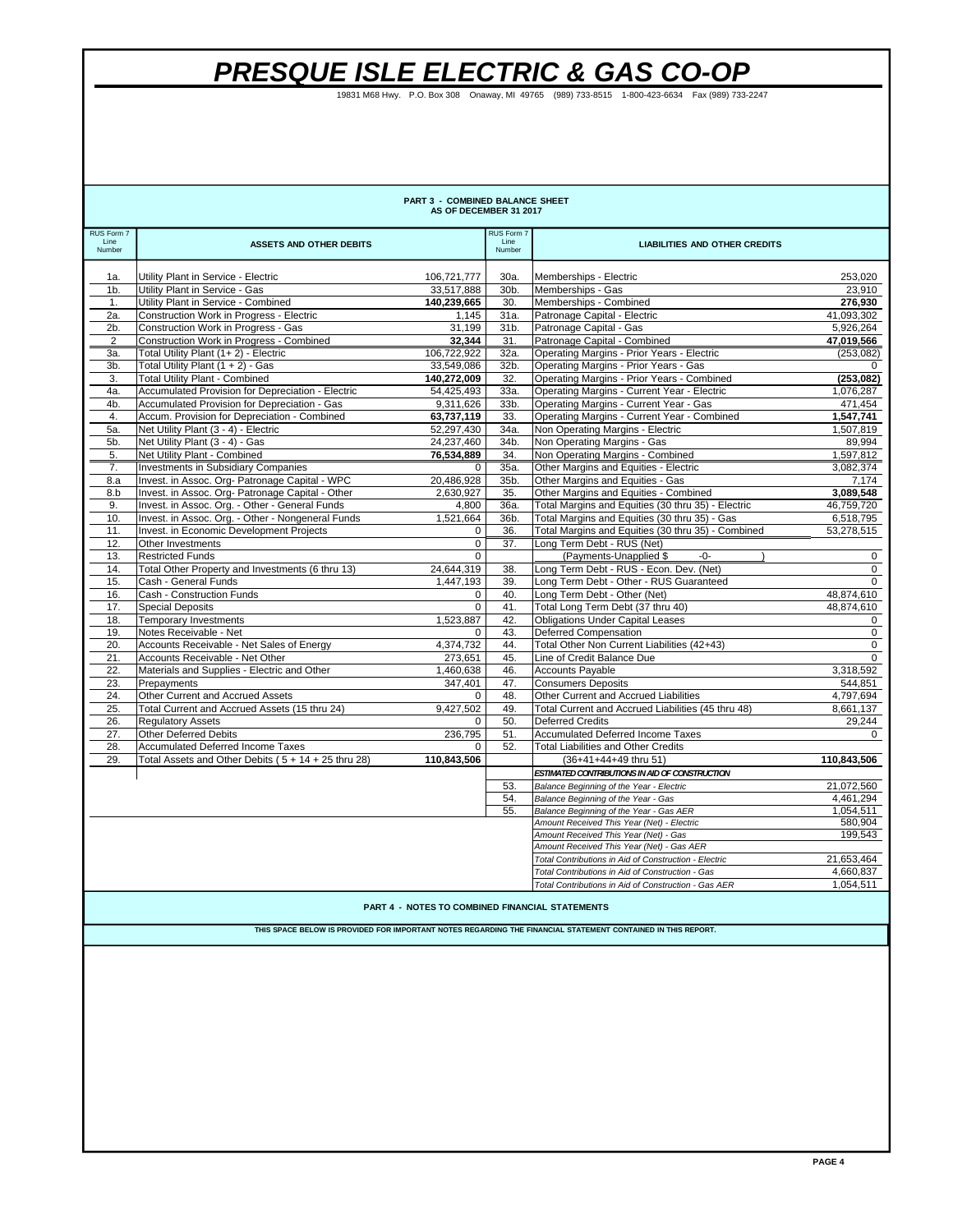# PRESQUE ISLE ELECTRIC & GAS CO-OP

19831 M68 Hwy. P.O. Box 308 Onaway, MI 49765 (989) 733-8515 1-800-423-6634 Fax (989) 733-2247

## PART 3 - COMBINED BALANCE SHEET
### AS OF DECEMBER 31 2017

| RUS Form 7 Line Number | ASSETS AND OTHER DEBITS | | RUS Form 7 Line Number | LIABILITIES AND OTHER CREDITS | |
|---|---|---|---|---|---|
| 1a. | Utility Plant in Service - Electric | 106,721,777 | 30a. | Memberships - Electric | 253,020 |
| 1b. | Utility Plant in Service - Gas | 33,517,888 | 30b. | Memberships - Gas | 23,910 |
| 1. | Utility Plant in Service - Combined | **140,239,665** | 30. | Memberships - Combined | **276,930** |
| 2a. | Construction Work in Progress - Electric | 1,145 | 31a. | Patronage Capital - Electric | 41,093,302 |
| 2b. | Construction Work in Progress - Gas | 31,199 | 31b. | Patronage Capital - Gas | 5,926,264 |
| 2 | Construction Work in Progress - Combined | **32,344** | 31. | Patronage Capital - Combined | **47,019,566** |
| 3a. | Total Utility Plant (1+ 2) - Electric | 106,722,922 | 32a. | Operating Margins - Prior Years - Electric | (253,082) |
| 3b. | Total Utility Plant (1 + 2) - Gas | 33,549,086 | 32b. | Operating Margins - Prior Years - Gas | 0 |
| 3. | Total Utility Plant - Combined | **140,272,009** | 32. | Operating Margins - Prior Years - Combined | **(253,082)** |
| 4a. | Accumulated Provision for Depreciation - Electric | 54,425,493 | 33a. | Operating Margins - Current Year - Electric | 1,076,287 |
| 4b. | Accumulated Provision for Depreciation - Gas | 9,311,626 | 33b. | Operating Margins - Current Year - Gas | 471,454 |
| 4. | Accum. Provision for Depreciation - Combined | **63,737,119** | 33. | Operating Margins - Current Year - Combined | **1,547,741** |
| 5a. | Net Utility Plant (3 - 4) - Electric | 52,297,430 | 34a. | Non Operating Margins - Electric | 1,507,819 |
| 5b. | Net Utility Plant (3 - 4) - Gas | 24,237,460 | 34b. | Non Operating Margins - Gas | 89,994 |
| 5. | Net Utility Plant - Combined | **76,534,889** | 34. | Non Operating Margins - Combined | 1,597,812 |
| 7. | Investments in Subsidiary Companies | 0 | 35a. | Other Margins and Equities - Electric | 3,082,374 |
| 8.a | Invest. in Assoc. Org- Patronage Capital - WPC | 20,486,928 | 35b. | Other Margins and Equities - Gas | 7,174 |
| 8.b | Invest. in Assoc. Org- Patronage Capital - Other | 2,630,927 | 35. | Other Margins and Equities - Combined | **3,089,548** |
| 9. | Invest. in Assoc. Org. - Other - General Funds | 4,800 | 36a. | Total Margins and Equities (30 thru 35) - Electric | 46,759,720 |
| 10. | Invest. in Assoc. Org. - Other - Nongeneral Funds | 1,521,664 | 36b. | Total Margins and Equities (30 thru 35) - Gas | 6,518,795 |
| 11. | Invest. in Economic Development Projects | 0 | 36. | Total Margins and Equities (30 thru 35) - Combined | 53,278,515 |
| 12. | Other Investments | 0 | 37. | Long Term Debt - RUS (Net) | |
| 13. | Restricted Funds | 0 | | (Payments-Unapplied $ -0- ) | 0 |
| 14. | Total Other Property and Investments (6 thru 13) | 24,644,319 | 38. | Long Term Debt - RUS - Econ. Dev. (Net) | 0 |
| 15. | Cash - General Funds | 1,447,193 | 39. | Long Term Debt - Other - RUS Guaranteed | 0 |
| 16. | Cash - Construction Funds | 0 | 40. | Long Term Debt - Other (Net) | 48,874,610 |
| 17. | Special Deposits | 0 | 41. | Total Long Term Debt (37 thru 40) | 48,874,610 |
| 18. | Temporary Investments | 1,523,887 | 42. | Obligations Under Capital Leases | 0 |
| 19. | Notes Receivable - Net | 0 | 43. | Deferred Compensation | 0 |
| 20. | Accounts Receivable - Net Sales of Energy | 4,374,732 | 44. | Total Other Non Current Liabilities (42+43) | 0 |
| 21. | Accounts Receivable - Net Other | 273,651 | 45. | Line of Credit Balance Due | 0 |
| 22. | Materials and Supplies - Electric and Other | 1,460,638 | 46. | Accounts Payable | 3,318,592 |
| 23. | Prepayments | 347,401 | 47. | Consumers Deposits | 544,851 |
| 24. | Other Current and Accrued Assets | 0 | 48. | Other Current and Accrued Liabilities | 4,797,694 |
| 25. | Total Current and Accrued Assets (15 thru 24) | 9,427,502 | 49. | Total Current and Accrued Liabilities (45 thru 48) | 8,661,137 |
| 26. | Regulatory Assets | 0 | 50. | Deferred Credits | 29,244 |
| 27. | Other Deferred Debits | 236,795 | 51. | Accumulated Deferred Income Taxes | 0 |
| 28. | Accumulated Deferred Income Taxes | 0 | 52. | Total Liabilities and Other Credits | |
| 29. | Total Assets and Other Debits ( 5 + 14 + 25 thru 28) | **110,843,506** | | (36+41+44+49 thru 51) | **110,843,506** |
| | | | | ***ESTIMATED CONTRIBUTIONS IN AID OF CONSTRUCTION*** | |
| | | | 53. | *Balance Beginning of the Year - Electric* | 21,072,560 |
| | | | 54. | *Balance Beginning of the Year - Gas* | 4,461,294 |
| | | | 55. | *Balance Beginning of the Year - Gas AER* | 1,054,511 |
| | | | | *Amount Received This Year (Net) - Electric* | 580,904 |
| | | | | *Amount Received This Year (Net) - Gas* | 199,543 |
| | | | | *Amount Received This Year (Net) - Gas AER* | |
| | | | | *Total Contributions in Aid of Construction - Electric* | 21,653,464 |
| | | | | *Total Contributions in Aid of Construction - Gas* | 4,660,837 |
| | | | | *Total Contributions in Aid of Construction - Gas AER* | 1,054,511 |

## PART 4 - NOTES TO COMBINED FINANCIAL STATEMENTS

THIS SPACE BELOW IS PROVIDED FOR IMPORTANT NOTES REGARDING THE FINANCIAL STATEMENT CONTAINED IN THIS REPORT.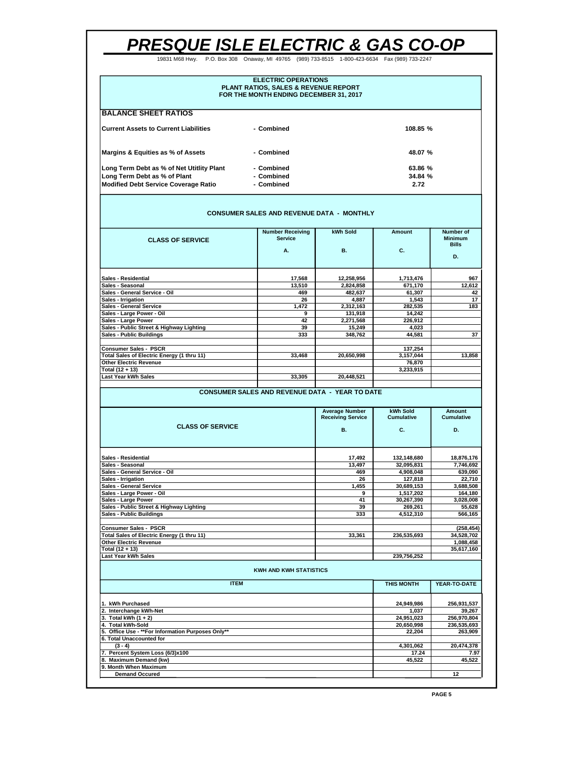# PRESQUE ISLE ELECTRIC & GAS CO-OP

19831 M68 Hwy. P.O. Box 308 Onaway, MI 49765 (989) 733-8515 1-800-423-6634 Fax (989) 733-2247

**ELECTRIC OPERATIONS**
**PLANT RATIOS, SALES & REVENUE REPORT**
**FOR THE MONTH ENDING DECEMBER 31, 2017**

## BALANCE SHEET RATIOS

| | | |
|---|---|---|
| **Current Assets to Current Liabilities** | - Combined | 108.85 % |
| **Margins & Equities as % of Assets** | - Combined | 48.07 % |
| **Long Term Debt as % of Net Utitlity Plant** | - Combined | 63.86 % |
| **Long Term Debt as % of Plant** | - Combined | 34.84 % |
| **Modified Debt Service Coverage Ratio** | - Combined | 2.72 |

## CONSUMER SALES AND REVENUE DATA - MONTHLY

| CLASS OF SERVICE | Number Receiving Service<br>A. | kWh Sold<br>B. | Amount<br>C. | Number of Minimum Bills<br>D. |
|---|---|---|---|---|
| Sales - Residential | 17,568 | 12,258,956 | 1,713,476 | 967 |
| Sales - Seasonal | 13,510 | 2,824,858 | 671,170 | 12,612 |
| Sales - General Service - Oil | 469 | 482,637 | 61,307 | 42 |
| Sales - Irrigation | 26 | 4,887 | 1,543 | 17 |
| Sales - General Service | 1,472 | 2,312,163 | 282,535 | 183 |
| Sales - Large Power - Oil | 9 | 131,918 | 14,242 | |
| Sales - Large Power | 42 | 2,271,568 | 226,912 | |
| Sales - Public Street & Highway Lighting | 39 | 15,249 | 4,023 | |
| Sales - Public Buildings | 333 | 348,762 | 44,581 | 37 |
| Consumer Sales - PSCR | | | 137,254 | |
| Total Sales of Electric Energy (1 thru 11) | 33,468 | 20,650,998 | 3,157,044 | 13,858 |
| Other Electric Revenue | | | 76,870 | |
| Total (12 + 13) | | | 3,233,915 | |
| Last Year kWh Sales | 33,305 | 20,448,521 | | |

## CONSUMER SALES AND REVENUE DATA - YEAR TO DATE

| CLASS OF SERVICE | Average Number Receiving Service<br>B. | kWh Sold Cumulative<br>C. | Amount Cumulative<br>D. |
|---|---|---|---|
| Sales - Residential | 17,492 | 132,148,680 | 18,876,176 |
| Sales - Seasonal | 13,497 | 32,095,831 | 7,746,692 |
| Sales - General Service - Oil | 469 | 4,908,048 | 639,090 |
| Sales - Irrigation | 26 | 127,818 | 22,710 |
| Sales - General Service | 1,455 | 30,689,153 | 3,688,508 |
| Sales - Large Power - Oil | 9 | 1,517,202 | 164,180 |
| Sales - Large Power | 41 | 30,267,390 | 3,028,008 |
| Sales - Public Street & Highway Lighting | 39 | 269,261 | 55,628 |
| Sales - Public Buildings | 333 | 4,512,310 | 566,165 |
| Consumer Sales - PSCR | | | (258,454) |
| Total Sales of Electric Energy (1 thru 11) | 33,361 | 236,535,693 | 34,528,702 |
| Other Electric Revenue | | | 1,088,458 |
| Total (12 + 13) | | | 35,617,160 |
| Last Year kWh Sales | | 239,756,252 | |

## KWH AND KWH STATISTICS

| ITEM | THIS MONTH | YEAR-TO-DATE |
|---|---|---|
| 1. kWh Purchased | 24,949,986 | 256,931,537 |
| 2. Interchange kWh-Net | 1,037 | 39,267 |
| 3. Total kWh (1 + 2) | 24,951,023 | 256,970,804 |
| 4. Total kWh-Sold | 20,650,998 | 236,535,693 |
| 5. Office Use - **For Information Purposes Only** | 22,204 | 263,909 |
| 6. Total Unaccounted for (3 - 4) | 4,301,062 | 20,474,378 |
| 7. Percent System Loss (6/3)x100 | 17.24 | 7.97 |
| 8. Maximum Demand (kw) | 45,522 | 45,522 |
| 9. Month When Maximum Demand Occured | | 12 |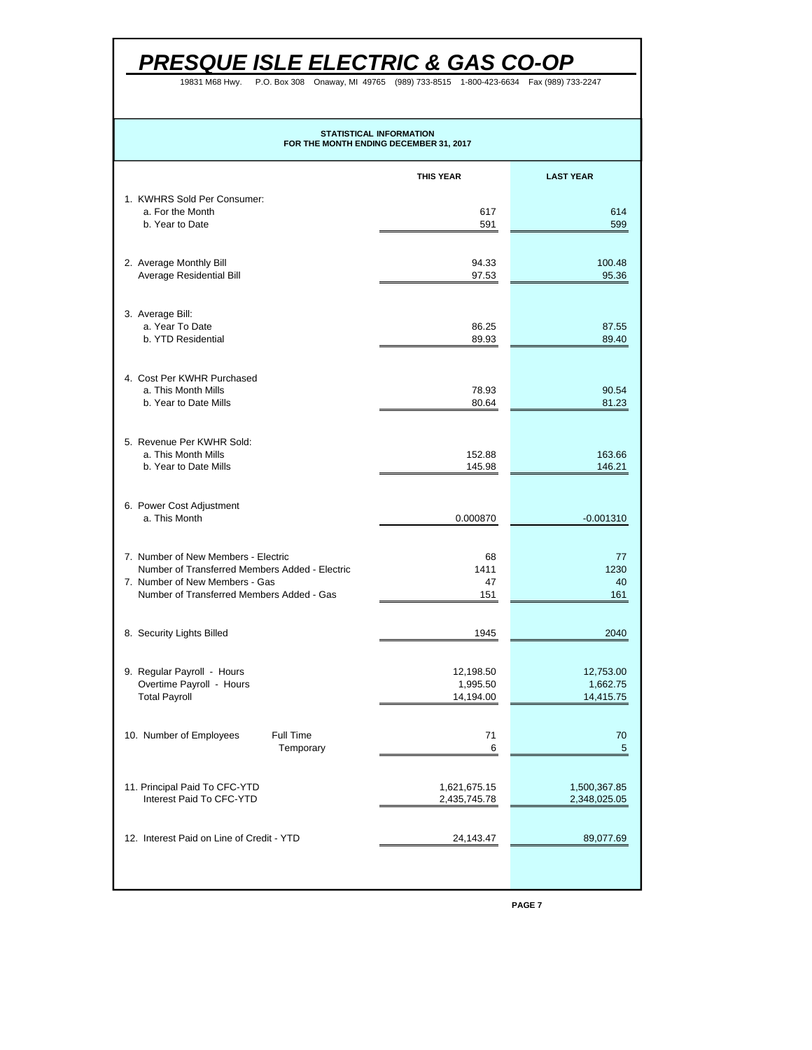# *PRESQUE ISLE ELECTRIC & GAS CO-OP*

19831 M68 Hwy. P.O. Box 308 Onaway, MI 49765 (989) 733-8515 1-800-423-6634 Fax (989) 733-2247

**STATISTICAL INFORMATION**
**FOR THE MONTH ENDING DECEMBER 31, 2017**

| | THIS YEAR | LAST YEAR |
|---|---|---|
| 1. KWHRS Sold Per Consumer: | | |
| a. For the Month | 617 | 614 |
| b. Year to Date | 591 | 599 |
| 2. Average Monthly Bill | 94.33 | 100.48 |
| Average Residential Bill | 97.53 | 95.36 |
| 3. Average Bill: | | |
| a. Year To Date | 86.25 | 87.55 |
| b. YTD Residential | 89.93 | 89.40 |
| 4. Cost Per KWHR Purchased | | |
| a. This Month Mills | 78.93 | 90.54 |
| b. Year to Date Mills | 80.64 | 81.23 |
| 5. Revenue Per KWHR Sold: | | |
| a. This Month Mills | 152.88 | 163.66 |
| b. Year to Date Mills | 145.98 | 146.21 |
| 6. Power Cost Adjustment | | |
| a. This Month | 0.000870 | -0.001310 |
| 7. Number of New Members - Electric | 68 | 77 |
| Number of Transferred Members Added - Electric | 1411 | 1230 |
| 7. Number of New Members - Gas | 47 | 40 |
| Number of Transferred Members Added - Gas | 151 | 161 |
| 8. Security Lights Billed | 1945 | 2040 |
| 9. Regular Payroll - Hours | 12,198.50 | 12,753.00 |
| Overtime Payroll - Hours | 1,995.50 | 1,662.75 |
| Total Payroll | 14,194.00 | 14,415.75 |
| 10. Number of Employees — Full Time | 71 | 70 |
| Temporary | 6 | 5 |
| 11. Principal Paid To CFC-YTD | 1,621,675.15 | 1,500,367.85 |
| Interest Paid To CFC-YTD | 2,435,745.78 | 2,348,025.05 |
| 12. Interest Paid on Line of Credit - YTD | 24,143.47 | 89,077.69 |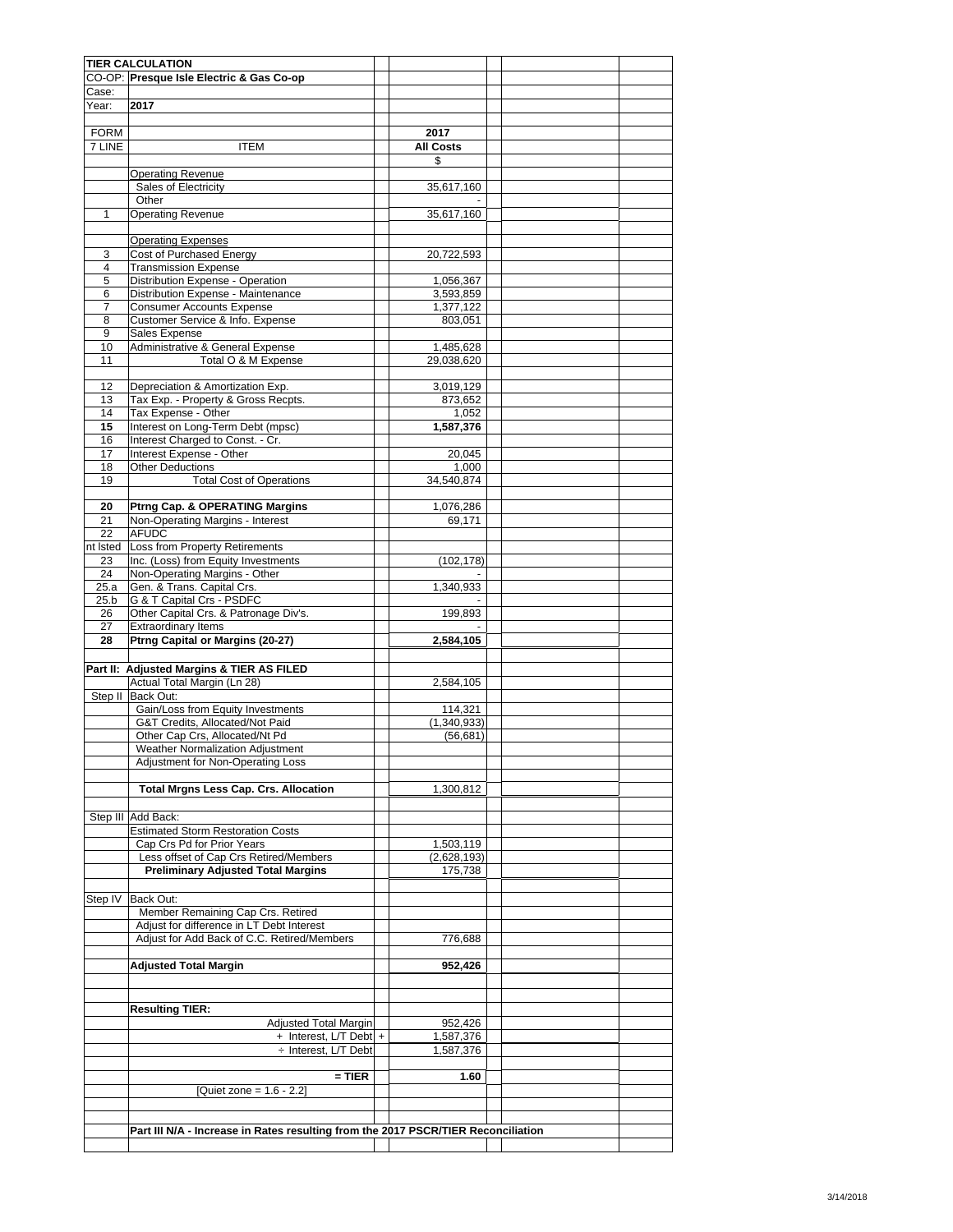| | | | | |
|---|---|---|---|---|
| **TIER CALCULATION** | | | | |
| CO-OP: | **Presque Isle Electric & Gas Co-op** | | | |
| Case: | | | | |
| Year: | **2017** | | | |
| | | | | |
| FORM | | | **2017** | |
| 7 LINE | ITEM | | **All Costs** | |
| | | | $ | |
| | Operating Revenue | | | |
| | Sales of Electricity | | 35,617,160 | |
| | Other | | - | |
| 1 | Operating Revenue | | 35,617,160 | |
| | | | | |
| | Operating Expenses | | | |
| 3 | Cost of Purchased Energy | | 20,722,593 | |
| 4 | Transmission Expense | | | |
| 5 | Distribution Expense - Operation | | 1,056,367 | |
| 6 | Distribution Expense - Maintenance | | 3,593,859 | |
| 7 | Consumer Accounts Expense | | 1,377,122 | |
| 8 | Customer Service & Info. Expense | | 803,051 | |
| 9 | Sales Expense | | | |
| 10 | Administrative & General Expense | | 1,485,628 | |
| 11 | Total O & M Expense | | 29,038,620 | |
| | | | | |
| 12 | Depreciation & Amortization Exp. | | 3,019,129 | |
| 13 | Tax Exp. - Property & Gross Recpts. | | 873,652 | |
| 14 | Tax Expense - Other | | 1,052 | |
| **15** | Interest on Long-Term Debt (mpsc) | | **1,587,376** | |
| 16 | Interest Charged to Const. - Cr. | | | |
| 17 | Interest Expense - Other | | 20,045 | |
| 18 | Other Deductions | | 1,000 | |
| 19 | Total Cost of Operations | | 34,540,874 | |
| | | | | |
| **20** | **Ptrng Cap. & OPERATING Margins** | | 1,076,286 | |
| 21 | Non-Operating Margins - Interest | | 69,171 | |
| 22 | AFUDC | | | |
| nt lsted | Loss from Property Retirements | | | |
| 23 | Inc. (Loss) from Equity Investments | | (102,178) | |
| 24 | Non-Operating Margins - Other | | - | |
| 25.a | Gen. & Trans. Capital Crs. | | 1,340,933 | |
| 25.b | G & T Capital Crs - PSDFC | | - | |
| 26 | Other Capital Crs. & Patronage Div's. | | 199,893 | |
| 27 | Extraordinary Items | | - | |
| **28** | **Ptrng Capital or Margins (20-27)** | | **2,584,105** | |
| | | | | |
| **Part II: Adjusted Margins & TIER AS FILED** | | | | |
| | Actual Total Margin (Ln 28) | | 2,584,105 | |
| Step II | Back Out: | | | |
| | Gain/Loss from Equity Investments | | 114,321 | |
| | G&T Credits, Allocated/Not Paid | | (1,340,933) | |
| | Other Cap Crs, Allocated/Nt Pd | | (56,681) | |
| | Weather Normalization Adjustment | | | |
| | Adjustment for Non-Operating Loss | | | |
| | | | | |
| | **Total Mrgns Less Cap. Crs. Allocation** | | 1,300,812 | |
| | | | | |
| Step III | Add Back: | | | |
| | Estimated Storm Restoration Costs | | | |
| | Cap Crs Pd for Prior Years | | 1,503,119 | |
| | Less offset of Cap Crs Retired/Members | | (2,628,193) | |
| | **Preliminary Adjusted Total Margins** | | 175,738 | |
| | | | | |
| Step IV | Back Out: | | | |
| | Member Remaining Cap Crs. Retired | | | |
| | Adjust for difference in LT Debt Interest | | | |
| | Adjust for Add Back of C.C. Retired/Members | | 776,688 | |
| | | | | |
| | **Adjusted Total Margin** | | **952,426** | |
| | | | | |
| | **Resulting TIER:** | | | |
| | Adjusted Total Margin | | 952,426 | |
| | + Interest, L/T Debt | + | 1,587,376 | |
| | ÷ Interest, L/T Debt | | 1,587,376 | |
| | | | | |
| | **= TIER** | | **1.60** | |
| | [Quiet zone = 1.6 - 2.2] | | | |
| | | | | |
| | **Part III N/A - Increase in Rates resulting from the 2017 PSCR/TIER Reconciliation** | | | |

3/14/2018